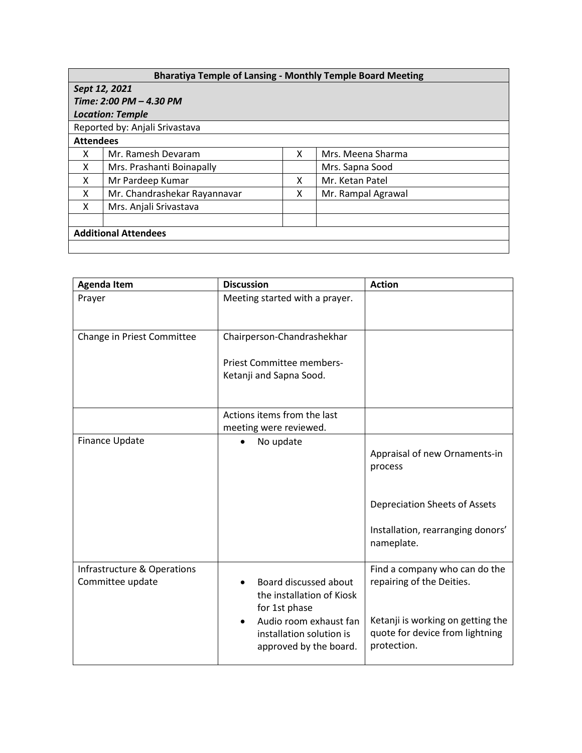| Bharatiya Temple of Lansing - Monthly Temple Board Meeting | | | |
|---|---|---|---|
| ***Sept 12, 2021*** <br> ***Time: 2:00 PM – 4.30 PM*** <br> ***Location: Temple*** | | | |
| Reported by: Anjali Srivastava | | | |
| **Attendees** | | | |
| X | Mr. Ramesh Devaram | X | Mrs. Meena Sharma |
| X | Mrs. Prashanti Boinapally | | Mrs. Sapna Sood |
| X | Mr Pardeep Kumar | X | Mr. Ketan Patel |
| X | Mr. Chandrashekar Rayannavar | X | Mr. Rampal Agrawal |
| X | Mrs. Anjali Srivastava | | |
| | | | |
| **Additional Attendees** | | | |
| | | | |

| Agenda Item | Discussion | Action |
|---|---|---|
| Prayer | Meeting started with a prayer. | |
| Change in Priest Committee | Chairperson-Chandrashekhar <br><br> Priest Committee members-Ketanji and Sapna Sood. | |
| | Actions items from the last meeting were reviewed. | |
| Finance Update | • No update | Appraisal of new Ornaments-in process <br><br> Depreciation Sheets of Assets <br><br> Installation, rearranging donors' nameplate. |
| Infrastructure & Operations Committee update | • Board discussed about the installation of Kiosk for 1st phase <br> • Audio room exhaust fan installation solution is approved by the board. | Find a company who can do the repairing of the Deities. <br><br> Ketanji is working on getting the quote for device from lightning protection. |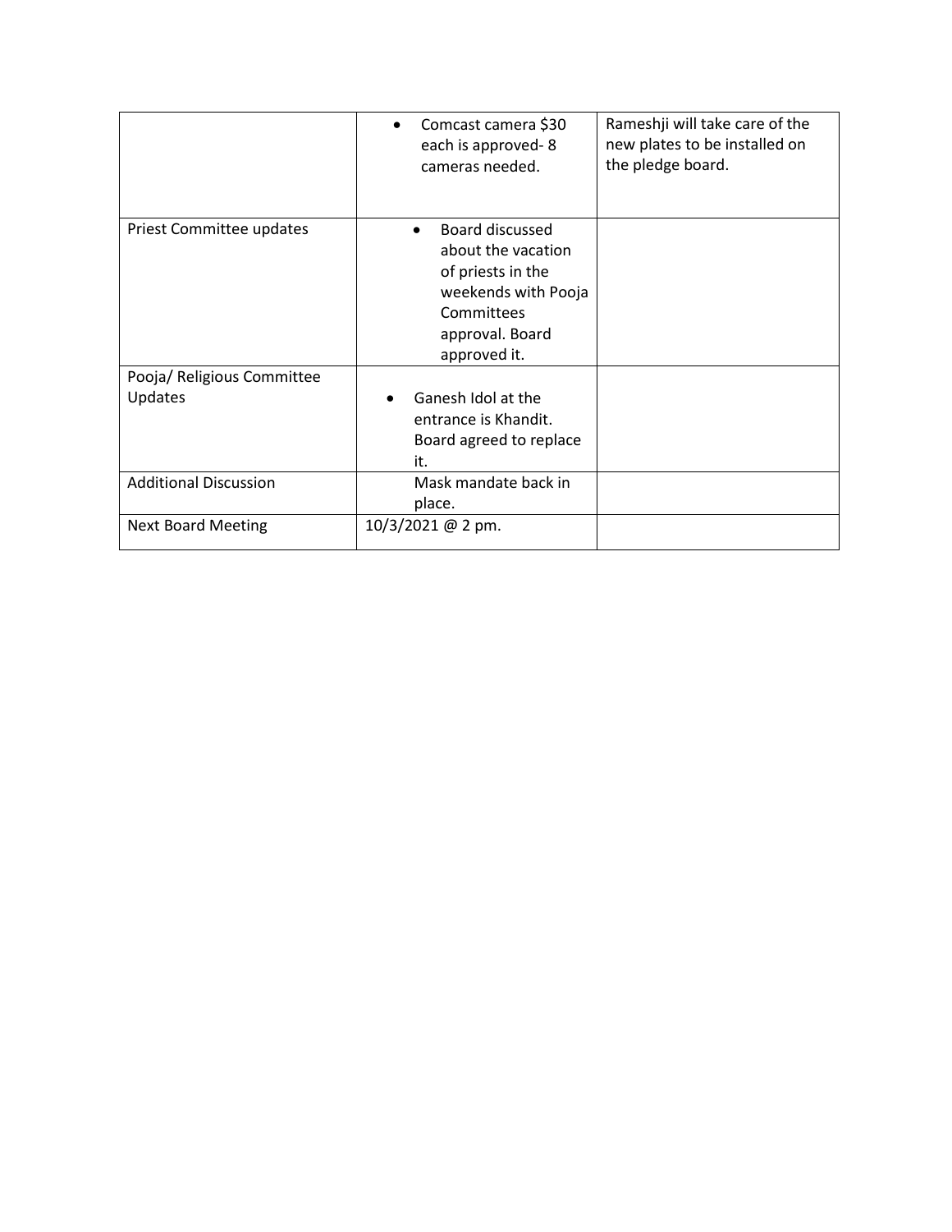| | | |
|---|---|---|
| | • Comcast camera $30 each is approved- 8 cameras needed. | Rameshji will take care of the new plates to be installed on the pledge board. |
| Priest Committee updates | • Board discussed about the vacation of priests in the weekends with Pooja Committees approval. Board approved it. | |
| Pooja/ Religious Committee Updates | • Ganesh Idol at the entrance is Khandit. Board agreed to replace it. | |
| Additional Discussion | Mask mandate back in place. | |
| Next Board Meeting | 10/3/2021 @ 2 pm. | |